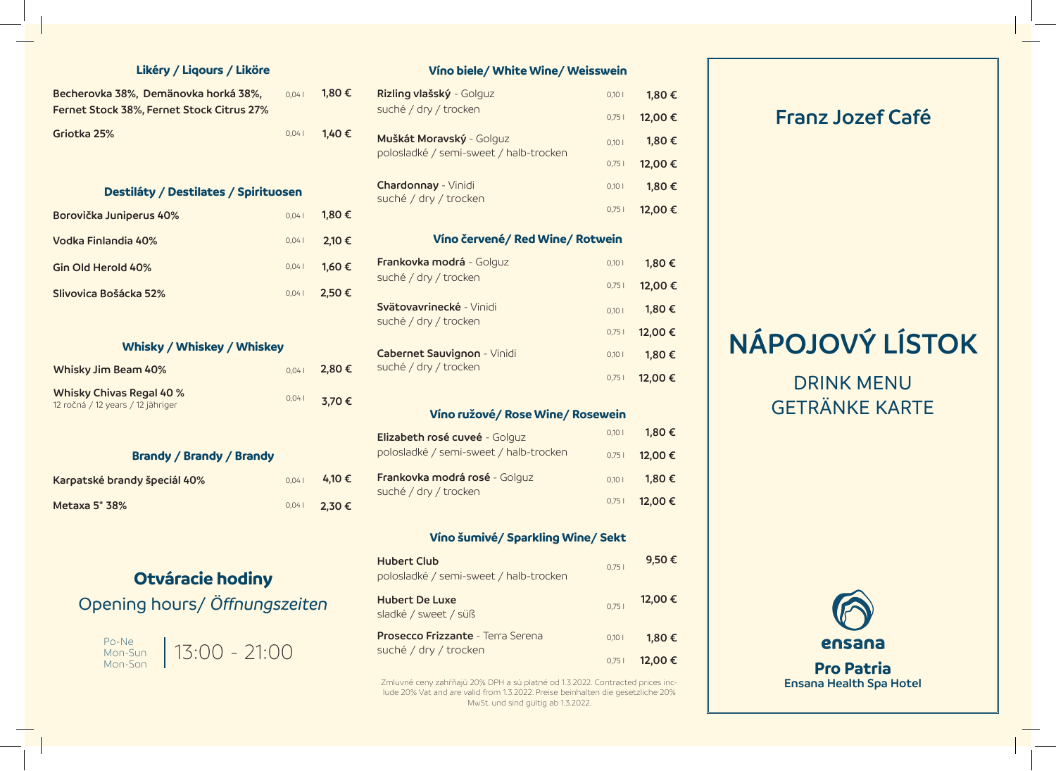## Likéry / Liqours / Liköre

| | | |
|---|---|---|
| **Becherovka 38%, Demänovka horká 38%, Fernet Stock 38%, Fernet Stock Citrus 27%** | 0,04 l | **1,80 €** |
| **Griotka 25%** | 0,04 l | **1,40 €** |

## Destiláty / Destilates / Spirituosen

| | | |
|---|---|---|
| **Borovička Juniperus 40%** | 0,04 l | **1,80 €** |
| **Vodka Finlandia 40%** | 0,04 l | **2,10 €** |
| **Gin Old Herold 40%** | 0,04 l | **1,60 €** |
| **Slivovica Bošácka 52%** | 0,04 l | **2,50 €** |

## Whisky / Whiskey / Whiskey

| | | |
|---|---|---|
| **Whisky Jim Beam 40%** | 0,04 l | **2,80 €** |
| **Whisky Chivas Regal 40 %** 12 ročná / 12 years / 12 jähriger | 0,04 l | **3,70 €** |

## Brandy / Brandy / Brandy

| | | |
|---|---|---|
| **Karpatské brandy špeciál 40%** | 0,04 l | **4,10 €** |
| **Metaxa 5* 38%** | 0,04 l | **2,30 €** |

## Otváracie hodiny

Opening hours/ *Öffnungszeiten*

Po-Ne
Mon-Sun
Mon-Son

13:00 - 21:00

## Víno biele/ White Wine/ Weisswein

| | | |
|---|---|---|
| **Rizling vlašský** - Golguz suché / dry / trocken | 0,10 l | **1,80 €** |
| | 0,75 l | **12,00 €** |
| **Muškát Moravský** - Golguz polosladké / semi-sweet / halb-trocken | 0,10 l | **1,80 €** |
| | 0,75 l | **12,00 €** |
| **Chardonnay** - Vinidi suché / dry / trocken | 0,10 l | **1,80 €** |
| | 0,75 l | **12,00 €** |

## Víno červené/ Red Wine/ Rotwein

| | | |
|---|---|---|
| **Frankovka modrá** - Golguz suché / dry / trocken | 0,10 l | **1,80 €** |
| | 0,75 l | **12,00 €** |
| **Svätovavrinecké** - Vinidi suché / dry / trocken | 0,10 l | **1,80 €** |
| | 0,75 l | **12,00 €** |
| **Cabernet Sauvignon** - Vinidi suché / dry / trocken | 0,10 l | **1,80 €** |
| | 0,75 l | **12,00 €** |

## Víno ružové/ Rose Wine/ Rosewein

| | | |
|---|---|---|
| **Elizabeth rosé cuveé** - Golguz polosladké / semi-sweet / halb-trocken | 0,10 l | **1,80 €** |
| | 0,75 l | **12,00 €** |
| **Frankovka modrá rosé** - Golguz suché / dry / trocken | 0,10 l | **1,80 €** |
| | 0,75 l | **12,00 €** |

## Víno šumivé/ Sparkling Wine/ Sekt

| | | |
|---|---|---|
| **Hubert Club** polosladké / semi-sweet / halb-trocken | 0,75 l | **9,50 €** |
| **Hubert De Luxe** sladké / sweet / süß | 0,75 l | **12,00 €** |
| **Prosecco Frizzante** - Terra Serena suché / dry / trocken | 0,10 l | **1,80 €** |
| | 0,75 l | **12,00 €** |

Zmluvné ceny zahŕňajú 20% DPH a sú platné od 1.3.2022. Contracted prices include 20% Vat and are valid from 1.3.2022. Preise beinhalten die gesetzliche 20% MwSt. und sind gültig ab 1.3.2022.

## Franz Jozef Café

# NÁPOJOVÝ LÍSTOK

DRINK MENU
GETRÄNKE KARTE

ensana

**Pro Patria**
**Ensana Health Spa Hotel**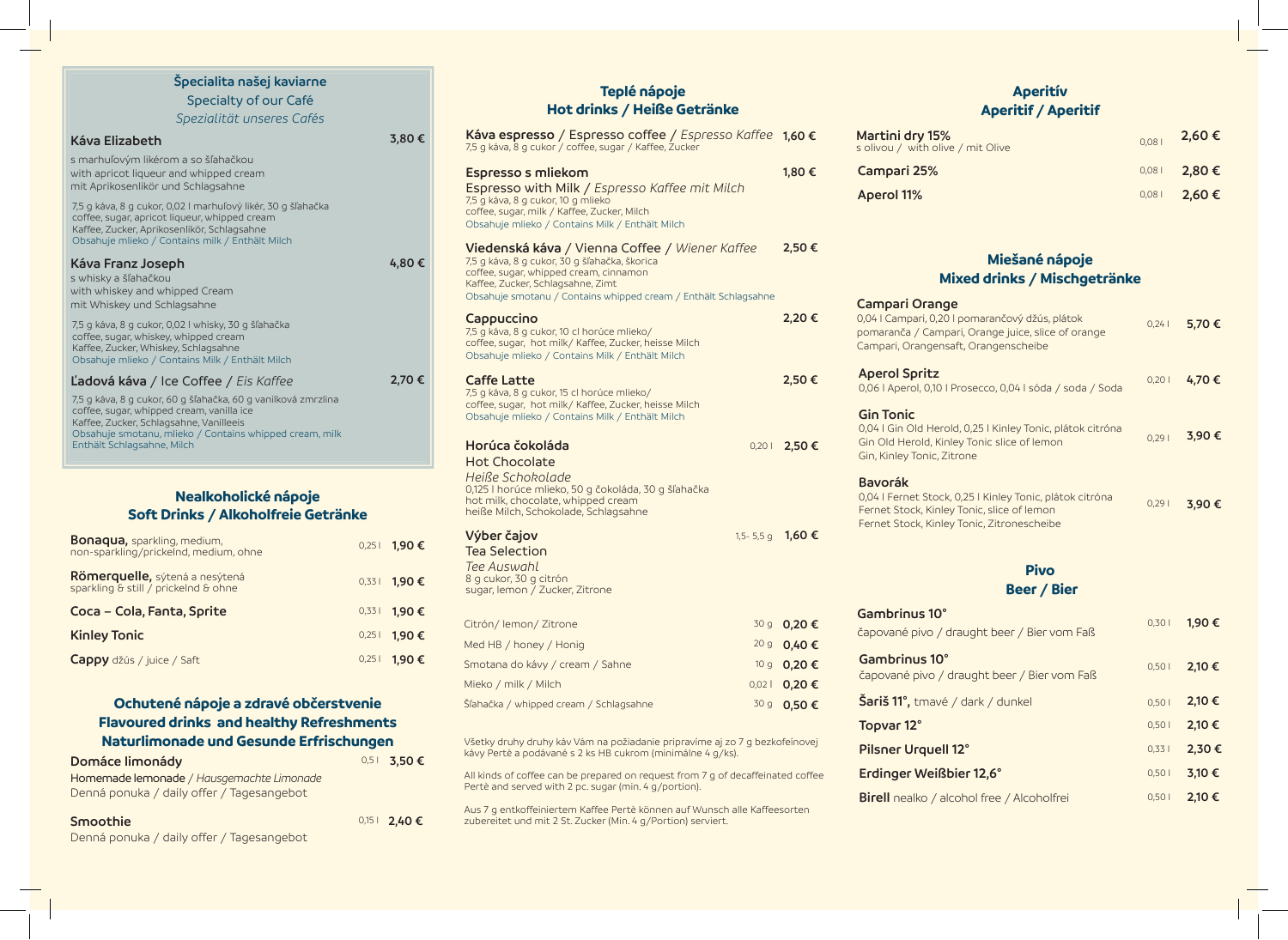## Špecialita našej kaviarne
Specialty of our Café
*Spezialität unseres Cafés*

**Káva Elizabeth** — 3,80 €

s marhuľovým likérom a so šľahačkou
with apricot liqueur and whipped cream
mit Aprikosenlikör und Schlagsahne

7,5 g káva, 8 g cukor, 0,02 l marhuľový likér, 30 g šľahačka
coffee, sugar, apricot liqueur, whipped cream
Kaffee, Zucker, Aprikosenlikör, Schlagsahne
Obsahuje mlieko / Contains milk / Enthält Milch

**Káva Franz Joseph** — 4,80 €

s whisky a šľahačkou
with whiskey and whipped Cream
mit Whiskey und Schlagsahne

7,5 g káva, 8 g cukor, 0,02 l whisky, 30 g šľahačka
coffee, sugar, whiskey, whipped cream
Kaffee, Zucker, Whiskey, Schlagsahne
Obsahuje mlieko / Contains Milk / Enthält Milch

**Ľadová káva** / Ice Coffee / *Eis Kaffee* — 2,70 €

7,5 g káva, 8 g cukor, 60 g šľahačka, 60 g vanilková zmrzlina
coffee, sugar, whipped cream, vanilla ice
Kaffee, Zucker, Schlagsahne, Vanilleeis
Obsahuje smotanu, mlieko / Contains whipped cream, milk
Enthält Schlagsahne, Milch

## Nealkoholické nápoje
## Soft Drinks / Alkoholfreie Getränke

| | | |
|---|---|---|
| **Bonaqua,** sparkling, medium, non-sparkling/prickelnd, medium, ohne | 0,25 l | 1,90 € |
| **Römerquelle,** sýtená a nesýtená sparkling & still / prickelnd & ohne | 0,33 l | 1,90 € |
| **Coca – Cola, Fanta, Sprite** | 0,33 l | 1,90 € |
| **Kinley Tonic** | 0,25 l | 1,90 € |
| **Cappy** džús / juice / Saft | 0,25 l | 1,90 € |

## Ochutené nápoje a zdravé občerstvenie
## Flavoured drinks and healthy Refreshments
## Naturlimonade und Gesunde Erfrischungen

**Domáce limonády** — 0,5 l — 3,50 €
Homemade lemonade / *Hausgemachte Limonade*
Denná ponuka / daily offer / Tagesangebot

**Smoothie** — 0,15 l — 2,40 €
Denná ponuka / daily offer / Tagesangebot

## Teplé nápoje
## Hot drinks / Heiße Getränke

**Káva espresso** / Espresso coffee / *Espresso Kaffee* — 1,60 €
7,5 g káva, 8 g cukor / coffee, sugar / Kaffee, Zucker

**Espresso s mliekom** — 1,80 €
Espresso with Milk / *Espresso Kaffee mit Milch*
7,5 g káva, 8 g cukor, 10 g mlieko
coffee, sugar, milk / Kaffee, Zucker, Milch
Obsahuje mlieko / Contains Milk / Enthält Milch

**Viedenská káva** / Vienna Coffee / *Wiener Kaffee* — 2,50 €
7,5 g káva, 8 g cukor, 30 g šľahačka, škorica
coffee, sugar, whipped cream, cinnamon
Kaffee, Zucker, Schlagsahne, Zimt
Obsahuje smotanu / Contains whipped cream / Enthält Schlagsahne

**Cappuccino** — 2,20 €
7,5 g káva, 8 g cukor, 10 cl horúce mlieko/
coffee, sugar, hot milk/ Kaffee, Zucker, heisse Milch
Obsahuje mlieko / Contains Milk / Enthält Milch

**Caffe Latte** — 2,50 €
7,5 g káva, 8 g cukor, 15 cl horúce mlieko/
coffee, sugar, hot milk/ Kaffee, Zucker, heisse Milch
Obsahuje mlieko / Contains Milk / Enthält Milch

**Horúca čokoláda** — 0,20 l — 2,50 €
Hot Chocolate
*Heiße Schokolade*
0,125 l horúce mlieko, 50 g čokoláda, 30 g šľahačka
hot milk, chocolate, whipped cream
heiße Milch, Schokolade, Schlagsahne

**Výber čajov** — 1,5- 5,5 g — 1,60 €
Tea Selection
*Tee Auswahl*
8 g cukor, 30 g citrón
sugar, lemon / Zucker, Zitrone

| | | |
|---|---|---|
| Citrón/ lemon/ Zitrone | 30 g | 0,20 € |
| Med HB / honey / Honig | 20 g | 0,40 € |
| Smotana do kávy / cream / Sahne | 10 g | 0,20 € |
| Mlieko / milk / Milch | 0,02 l | 0,20 € |
| Šľahačka / whipped cream / Schlagsahne | 30 g | 0,50 € |

Všetky druhy druhy káv Vám na požiadanie pripravíme aj zo 7 g bezkofeínovej kávy Pertè a podávané s 2 ks HB cukrom (minimálne 4 g/ks).

All kinds of coffee can be prepared on request from 7 g of decaffeinated coffee Pertè and served with 2 pc. sugar (min. 4 g/portion).

Aus 7 g entkoffeiniertem Kaffee Pertè können auf Wunsch alle Kaffeesorten zubereitet und mit 2 St. Zucker (Min. 4 g/Portion) serviert.

## Aperitív
## Aperitif / Aperitif

| | | |
|---|---|---|
| **Martini dry 15%** s olivou / with olive / mit Olive | 0,08 l | 2,60 € |
| **Campari 25%** | 0,08 l | 2,80 € |
| **Aperol 11%** | 0,08 l | 2,60 € |

## Miešané nápoje
## Mixed drinks / Mischgetränke

| | | |
|---|---|---|
| **Campari Orange** 0,04 l Campari, 0,20 l pomarančový džús, plátok pomaranča / Campari, Orange juice, slice of orange Campari, Orangensaft, Orangenscheibe | 0,24 l | 5,70 € |
| **Aperol Spritz** 0,06 l Aperol, 0,10 l Prosecco, 0,04 l sóda / soda / Soda | 0,20 l | 4,70 € |
| **Gin Tonic** 0,04 l Gin Old Herold, 0,25 l Kinley Tonic, plátok citróna Gin Old Herold, Kinley Tonic slice of lemon Gin, Kinley Tonic, Zitrone | 0,29 l | 3,90 € |
| **Bavorák** 0,04 l Fernet Stock, 0,25 l Kinley Tonic, plátok citróna Fernet Stock, Kinley Tonic, slice of lemon Fernet Stock, Kinley Tonic, Zitronescheibe | 0,29 l | 3,90 € |

## Pivo
## Beer / Bier

| | | |
|---|---|---|
| **Gambrinus 10°** čapované pivo / draught beer / Bier vom Faß | 0,30 l | 1,90 € |
| **Gambrinus 10°** čapované pivo / draught beer / Bier vom Faß | 0,50 l | 2,10 € |
| **Šariš 11°,** tmavé / dark / dunkel | 0,50 l | 2,10 € |
| **Topvar 12°** | 0,50 l | 2,10 € |
| **Pilsner Urquell 12°** | 0,33 l | 2,30 € |
| **Erdinger Weißbier 12,6°** | 0,50 l | 3,10 € |
| **Birell** nealko / alcohol free / Alcoholfrei | 0,50 l | 2,10 € |